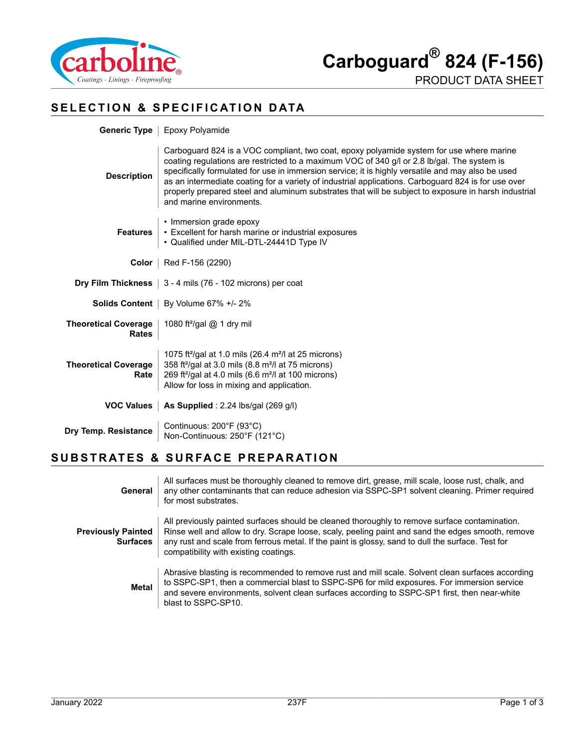# Carboguard® 824 (F-156)

PRODUCT DATA SHEET

## SELECTION & SPECIFICATION DATA

**Generic Type**
Epoxy Polyamide

**Description**
Carboguard 824 is a VOC compliant, two coat, epoxy polyamide system for use where marine coating regulations are restricted to a maximum VOC of 340 g/l or 2.8 lb/gal. The system is specifically formulated for use in immersion service; it is highly versatile and may also be used as an intermediate coating for a variety of industrial applications. Carboguard 824 is for use over properly prepared steel and aluminum substrates that will be subject to exposure in harsh industrial and marine environments.

**Features**
- Immersion grade epoxy
- Excellent for harsh marine or industrial exposures
- Qualified under MIL-DTL-24441D Type IV

**Color**
Red F-156 (2290)

**Dry Film Thickness**
3 - 4 mils (76 - 102 microns) per coat

**Solids Content**
By Volume 67% +/- 2%

**Theoretical Coverage Rates**
1080 ft²/gal @ 1 dry mil

**Theoretical Coverage Rate**
1075 ft²/gal at 1.0 mils (26.4 m²/l at 25 microns)
358 ft²/gal at 3.0 mils (8.8 m²/l at 75 microns)
269 ft²/gal at 4.0 mils (6.6 m²/l at 100 microns)
Allow for loss in mixing and application.

**VOC Values**
**As Supplied** : 2.24 lbs/gal (269 g/l)

**Dry Temp. Resistance**
Continuous: 200°F (93°C)
Non-Continuous: 250°F (121°C)

## SUBSTRATES & SURFACE PREPARATION

**General**
All surfaces must be thoroughly cleaned to remove dirt, grease, mill scale, loose rust, chalk, and any other contaminants that can reduce adhesion via SSPC-SP1 solvent cleaning. Primer required for most substrates.

**Previously Painted Surfaces**
All previously painted surfaces should be cleaned thoroughly to remove surface contamination. Rinse well and allow to dry. Scrape loose, scaly, peeling paint and sand the edges smooth, remove any rust and scale from ferrous metal. If the paint is glossy, sand to dull the surface. Test for compatibility with existing coatings.

**Metal**
Abrasive blasting is recommended to remove rust and mill scale. Solvent clean surfaces according to SSPC-SP1, then a commercial blast to SSPC-SP6 for mild exposures. For immersion service and severe environments, solvent clean surfaces according to SSPC-SP1 first, then near-white blast to SSPC-SP10.

January 2022 237F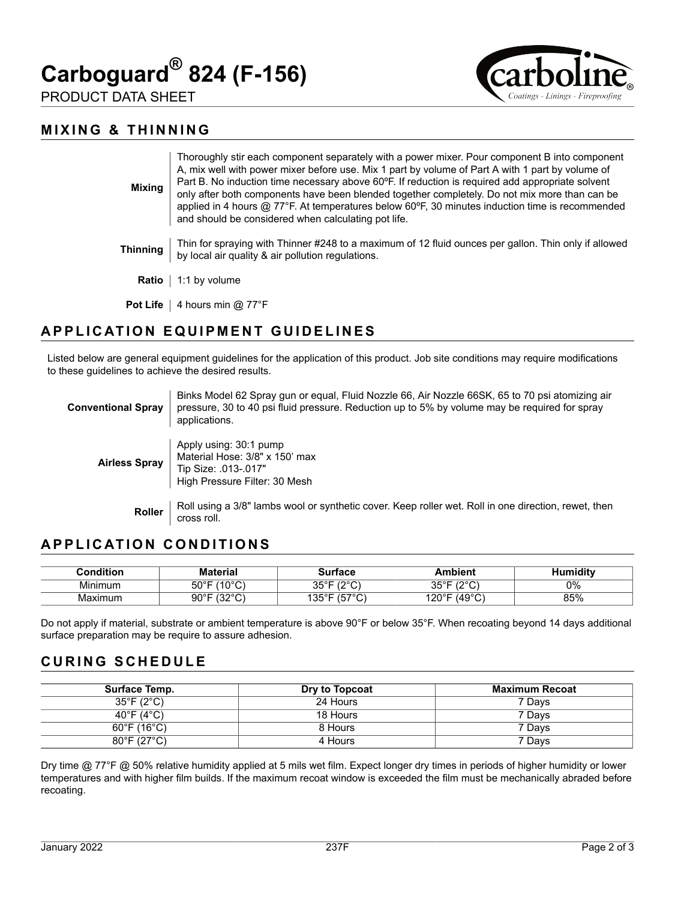## MIXING & THINNING

| | |
|---|---|
| **Mixing** | Thoroughly stir each component separately with a power mixer. Pour component B into component A, mix well with power mixer before use. Mix 1 part by volume of Part A with 1 part by volume of Part B. No induction time necessary above 60ºF. If reduction is required add appropriate solvent only after both components have been blended together completely. Do not mix more than can be applied in 4 hours @ 77°F. At temperatures below 60ºF, 30 minutes induction time is recommended and should be considered when calculating pot life. |
| **Thinning** | Thin for spraying with Thinner #248 to a maximum of 12 fluid ounces per gallon. Thin only if allowed by local air quality & air pollution regulations. |
| **Ratio** | 1:1 by volume |
| **Pot Life** | 4 hours min @ 77°F |

## APPLICATION EQUIPMENT GUIDELINES

Listed below are general equipment guidelines for the application of this product. Job site conditions may require modifications to these guidelines to achieve the desired results.

| | |
|---|---|
| **Conventional Spray** | Binks Model 62 Spray gun or equal, Fluid Nozzle 66, Air Nozzle 66SK, 65 to 70 psi atomizing air pressure, 30 to 40 psi fluid pressure. Reduction up to 5% by volume may be required for spray applications. |
| **Airless Spray** | Apply using: 30:1 pump<br>Material Hose: 3/8" x 150' max<br>Tip Size: .013-.017"<br>High Pressure Filter: 30 Mesh |
| **Roller** | Roll using a 3/8" lambs wool or synthetic cover. Keep roller wet. Roll in one direction, rewet, then cross roll. |

## APPLICATION CONDITIONS

| Condition | Material | Surface | Ambient | Humidity |
|---|---|---|---|---|
| Minimum | 50°F (10°C) | 35°F (2°C) | 35°F (2°C) | 0% |
| Maximum | 90°F (32°C) | 135°F (57°C) | 120°F (49°C) | 85% |

Do not apply if material, substrate or ambient temperature is above 90°F or below 35°F. When recoating beyond 14 days additional surface preparation may be require to assure adhesion.

## CURING SCHEDULE

| Surface Temp. | Dry to Topcoat | Maximum Recoat |
|---|---|---|
| 35°F (2°C) | 24 Hours | 7 Days |
| 40°F (4°C) | 18 Hours | 7 Days |
| 60°F (16°C) | 8 Hours | 7 Days |
| 80°F (27°C) | 4 Hours | 7 Days |

Dry time @ 77°F @ 50% relative humidity applied at 5 mils wet film. Expect longer dry times in periods of higher humidity or lower temperatures and with higher film builds. If the maximum recoat window is exceeded the film must be mechanically abraded before recoating.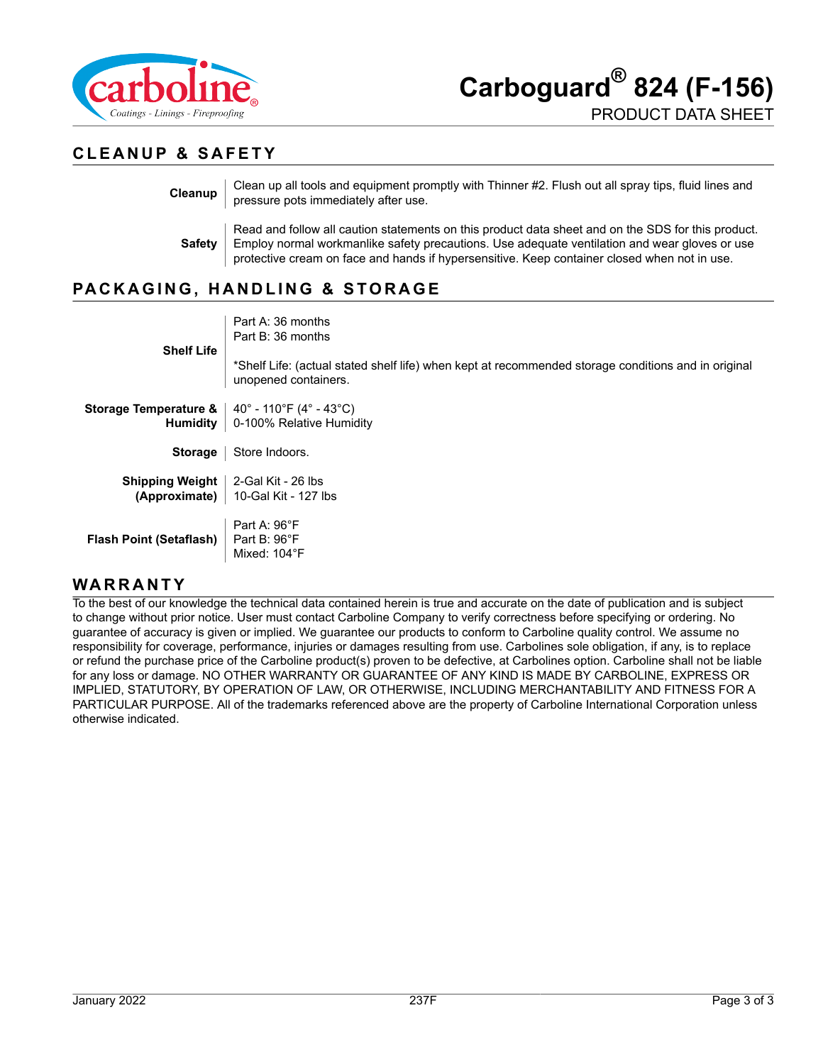# Carboguard® 824 (F-156)

PRODUCT DATA SHEET

## CLEANUP & SAFETY

| | |
|---|---|
| **Cleanup** | Clean up all tools and equipment promptly with Thinner #2. Flush out all spray tips, fluid lines and pressure pots immediately after use. |
| **Safety** | Read and follow all caution statements on this product data sheet and on the SDS for this product. Employ normal workmanlike safety precautions. Use adequate ventilation and wear gloves or use protective cream on face and hands if hypersensitive. Keep container closed when not in use. |

## PACKAGING, HANDLING & STORAGE

| | |
|---|---|
| **Shelf Life** | Part A: 36 months<br>Part B: 36 months<br><br>*Shelf Life: (actual stated shelf life) when kept at recommended storage conditions and in original unopened containers. |
| **Storage Temperature & Humidity** | 40° - 110°F (4° - 43°C)<br>0-100% Relative Humidity |
| **Storage** | Store Indoors. |
| **Shipping Weight (Approximate)** | 2-Gal Kit - 26 lbs<br>10-Gal Kit - 127 lbs |
| **Flash Point (Setaflash)** | Part A: 96°F<br>Part B: 96°F<br>Mixed: 104°F |

## WARRANTY

To the best of our knowledge the technical data contained herein is true and accurate on the date of publication and is subject to change without prior notice. User must contact Carboline Company to verify correctness before specifying or ordering. No guarantee of accuracy is given or implied. We guarantee our products to conform to Carboline quality control. We assume no responsibility for coverage, performance, injuries or damages resulting from use. Carbolines sole obligation, if any, is to replace or refund the purchase price of the Carboline product(s) proven to be defective, at Carbolines option. Carboline shall not be liable for any loss or damage. NO OTHER WARRANTY OR GUARANTEE OF ANY KIND IS MADE BY CARBOLINE, EXPRESS OR IMPLIED, STATUTORY, BY OPERATION OF LAW, OR OTHERWISE, INCLUDING MERCHANTABILITY AND FITNESS FOR A PARTICULAR PURPOSE. All of the trademarks referenced above are the property of Carboline International Corporation unless otherwise indicated.

January 2022 237F